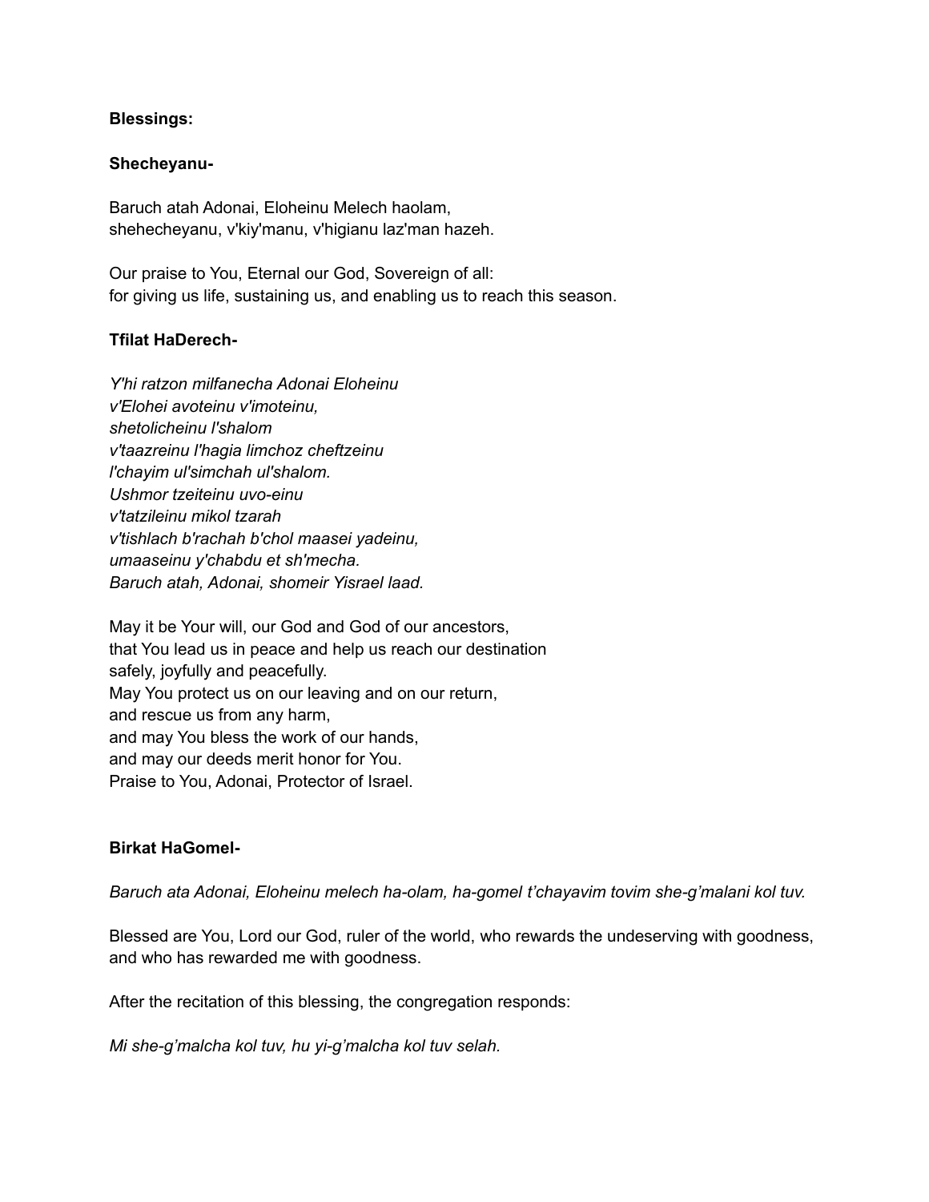**Blessings:**

**Shecheyanu-**

Baruch atah Adonai, Eloheinu Melech haolam,
shehecheyanu, v'kiy'manu, v'higianu laz'man hazeh.

Our praise to You, Eternal our God, Sovereign of all:
for giving us life, sustaining us, and enabling us to reach this season.

**Tfilat HaDerech-**

*Y'hi ratzon milfanecha Adonai Eloheinu*
*v'Elohei avoteinu v'imoteinu,*
*shetolicheinu l'shalom*
*v'taazreinu l'hagia limchoz cheftzeinu*
*l'chayim ul'simchah ul'shalom.*
*Ushmor tzeiteinu uvo-einu*
*v'tatzileinu mikol tzarah*
*v'tishlach b'rachah b'chol maasei yadeinu,*
*umaaseinu y'chabdu et sh'mecha.*
*Baruch atah, Adonai, shomeir Yisrael laad.*

May it be Your will, our God and God of our ancestors,
that You lead us in peace and help us reach our destination
safely, joyfully and peacefully.
May You protect us on our leaving and on our return,
and rescue us from any harm,
and may You bless the work of our hands,
and may our deeds merit honor for You.
Praise to You, Adonai, Protector of Israel.

**Birkat HaGomel-**

*Baruch ata Adonai, Eloheinu melech ha-olam, ha-gomel t'chayavim tovim she-g'malani kol tuv.*

Blessed are You, Lord our God, ruler of the world, who rewards the undeserving with goodness, and who has rewarded me with goodness.

After the recitation of this blessing, the congregation responds:

*Mi she-g'malcha kol tuv, hu yi-g'malcha kol tuv selah.*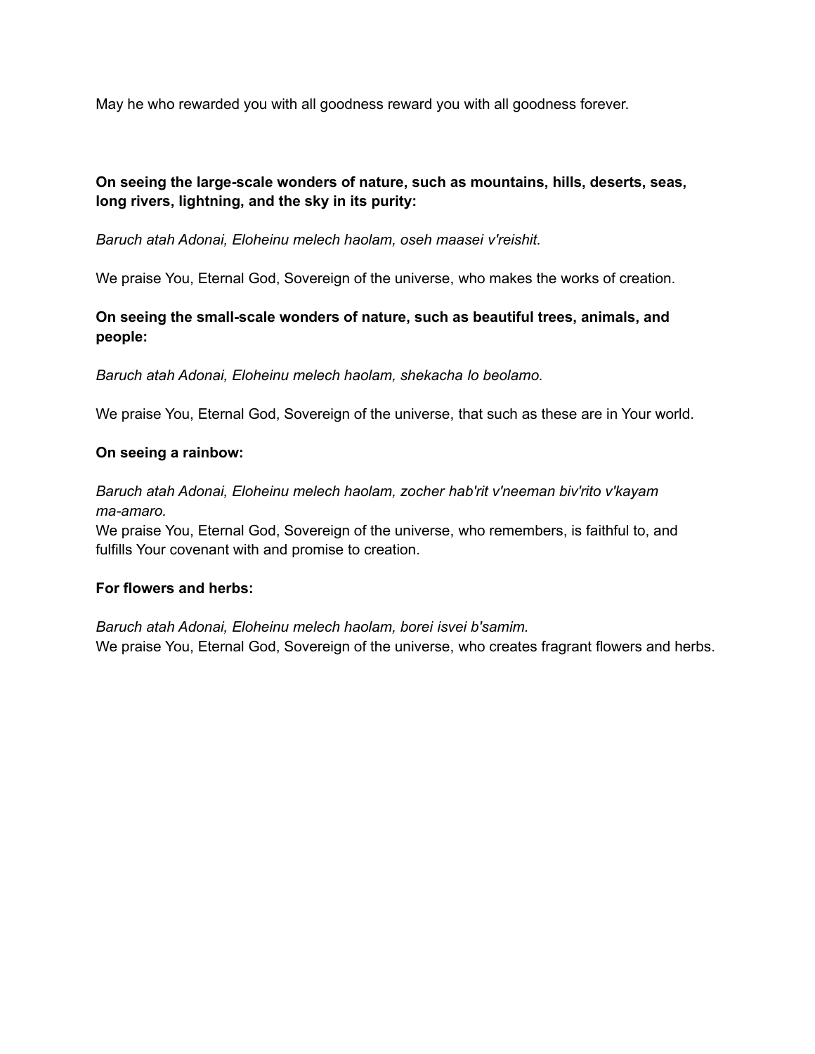May he who rewarded you with all goodness reward you with all goodness forever.

**On seeing the large-scale wonders of nature, such as mountains, hills, deserts, seas, long rivers, lightning, and the sky in its purity:**

*Baruch atah Adonai, Eloheinu melech haolam, oseh maasei v'reishit.*

We praise You, Eternal God, Sovereign of the universe, who makes the works of creation.

**On seeing the small-scale wonders of nature, such as beautiful trees, animals, and people:**

*Baruch atah Adonai, Eloheinu melech haolam, shekacha lo beolamo.*

We praise You, Eternal God, Sovereign of the universe, that such as these are in Your world.

**On seeing a rainbow:**

*Baruch atah Adonai, Eloheinu melech haolam, zocher hab'rit v'neeman biv'rito v'kayam ma-amaro.*
We praise You, Eternal God, Sovereign of the universe, who remembers, is faithful to, and fulfills Your covenant with and promise to creation.

**For flowers and herbs:**

*Baruch atah Adonai, Eloheinu melech haolam, borei isvei b'samim.*
We praise You, Eternal God, Sovereign of the universe, who creates fragrant flowers and herbs.